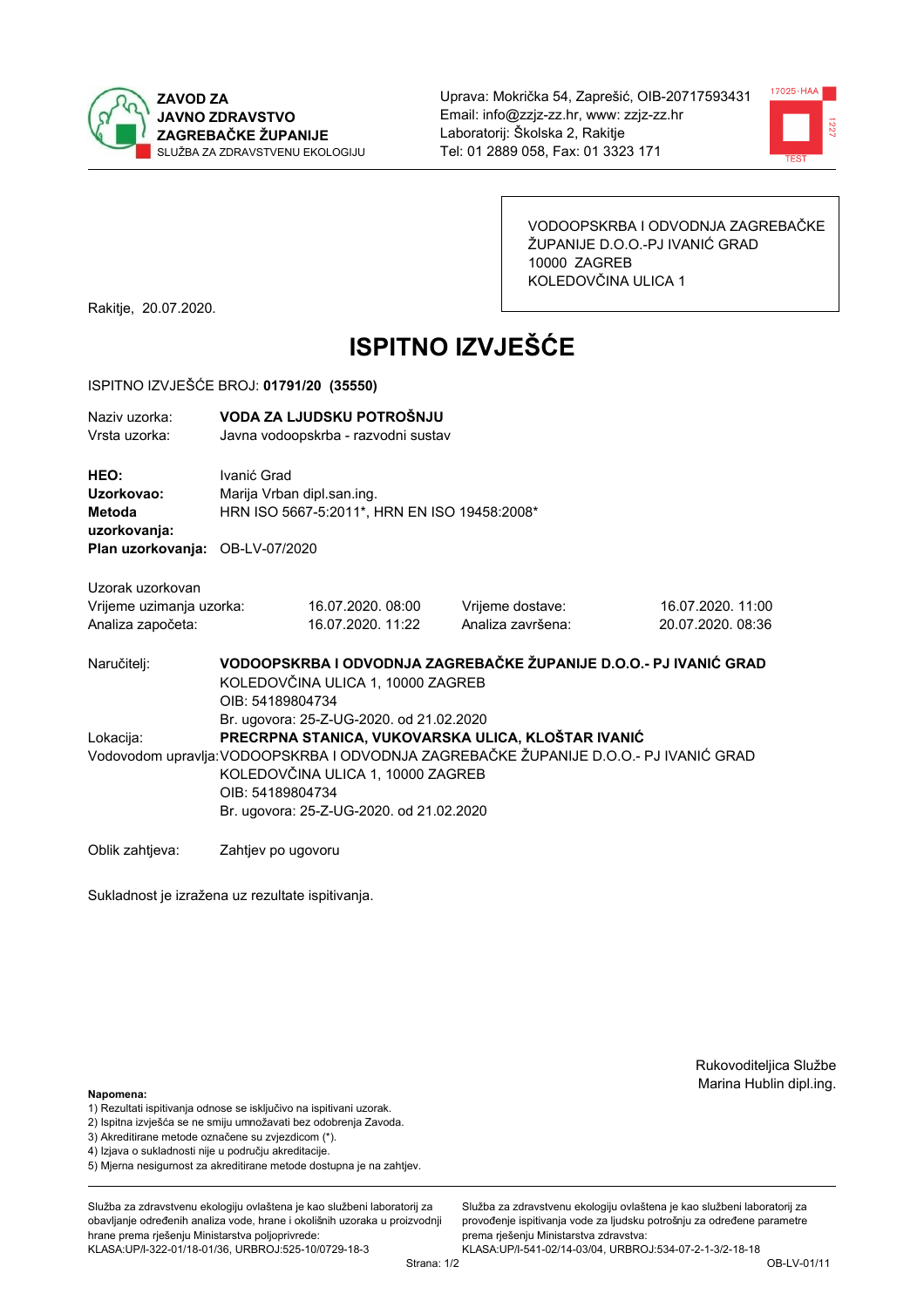**ZAVOD ZA JAVNO ZDRAVSTVO ZAGREBAČKE ŽUPANIJE**
SLUŽBA ZA ZDRAVSTVENU EKOLOGIJU

Uprava: Mokrička 54, Zaprešić, OIB-20717593431
Email: info@zzjz-zz.hr, www: zzjz-zz.hr
Laboratorij: Školska 2, Rakitje
Tel: 01 2889 058, Fax: 01 3323 171

VODOOPSKRBA I ODVODNJA ZAGREBAČKE ŽUPANIJE D.O.O.-PJ IVANIĆ GRAD
10000 ZAGREB
KOLEDOVČINA ULICA 1

Rakitje, 20.07.2020.

# ISPITNO IZVJEŠĆE

ISPITNO IZVJEŠĆE BROJ: **01791/20 (35550)**

Naziv uzorka: **VODA ZA LJUDSKU POTROŠNJU**
Vrsta uzorka: Javna vodoopskrba - razvodni sustav

**HEO:** Ivanić Grad
**Uzorkovao:** Marija Vrban dipl.san.ing.
**Metoda uzorkovanja:** HRN ISO 5667-5:2011*, HRN EN ISO 19458:2008*
**Plan uzorkovanja:** OB-LV-07/2020

Uzorak uzorkovan

| | | | |
|---|---|---|---|
| Vrijeme uzimanja uzorka: | 16.07.2020. 08:00 | Vrijeme dostave: | 16.07.2020. 11:00 |
| Analiza započeta: | 16.07.2020. 11:22 | Analiza završena: | 20.07.2020. 08:36 |

Naručitelj: **VODOOPSKRBA I ODVODNJA ZAGREBAČKE ŽUPANIJE D.O.O.- PJ IVANIĆ GRAD**
KOLEDOVČINA ULICA 1, 10000 ZAGREB
OIB: 54189804734
Br. ugovora: 25-Z-UG-2020. od 21.02.2020

Lokacija: **PRECRPNA STANICA, VUKOVARSKA ULICA, KLOŠTAR IVANIĆ**

Vodovodom upravlja: VODOOPSKRBA I ODVODNJA ZAGREBAČKE ŽUPANIJE D.O.O.- PJ IVANIĆ GRAD
KOLEDOVČINA ULICA 1, 10000 ZAGREB
OIB: 54189804734
Br. ugovora: 25-Z-UG-2020. od 21.02.2020

Oblik zahtjeva: Zahtjev po ugovoru

Sukladnost je izražena uz rezultate ispitivanja.

Rukovoditeljica Službe
Marina Hublin dipl.ing.

**Napomena:**
1) Rezultati ispitivanja odnose se isključivo na ispitivani uzorak.
2) Ispitna izvješća se ne smiju umnožavati bez odobrenja Zavoda.
3) Akreditirane metode označene su zvjezdicom (*).
4) Izjava o sukladnosti nije u području akreditacije.
5) Mjerna nesigurnost za akreditirane metode dostupna je na zahtjev.

Služba za zdravstvenu ekologiju ovlaštena je kao službeni laboratorij za obavljanje određenih analiza vode, hrane i okolišnih uzoraka u proizvodnji hrane prema rješenju Ministarstva poljoprivrede: KLASA:UP/I-322-01/18-01/36, URBROJ:525-10/0729-18-3

Služba za zdravstvenu ekologiju ovlaštena je kao službeni laboratorij za provođenje ispitivanja vode za ljudsku potrošnju za određene parametre prema rješenju Ministarstva zdravstva: KLASA:UP/I-541-02/14-03/04, URBROJ:534-07-2-1-3/2-18-18

OB-LV-01/11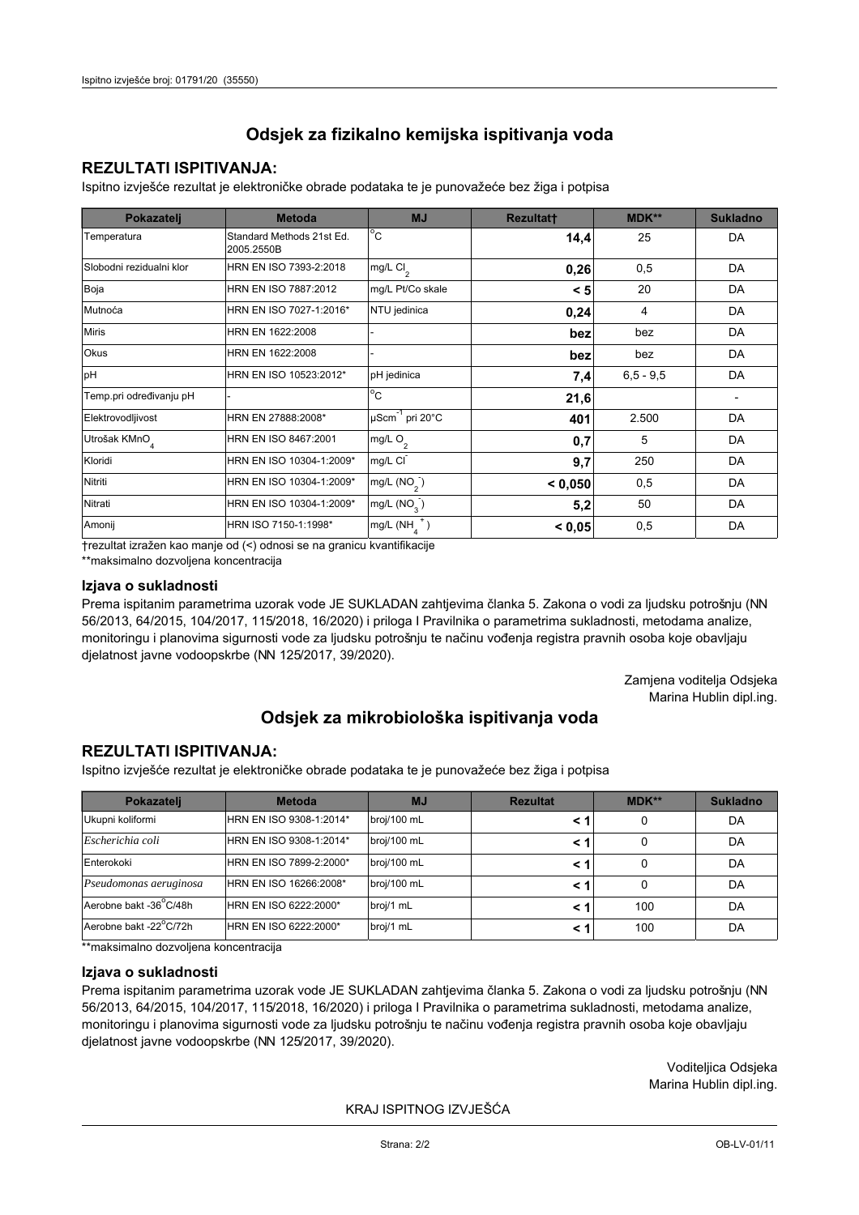## Odsjek za fizikalno kemijska ispitivanja voda

### REZULTATI ISPITIVANJA:

Ispitno izvješće rezultat je elektroničke obrade podataka te je punovažeće bez žiga i potpisa

| Pokazatelj | Metoda | MJ | Rezultat† | MDK** | Sukladno |
|---|---|---|---|---|---|
| Temperatura | Standard Methods 21st Ed. 2005.2550B | °C | **14,4** | 25 | DA |
| Slobodni rezidualni klor | HRN EN ISO 7393-2:2018 | mg/L $Cl_2$ | **0,26** | 0,5 | DA |
| Boja | HRN EN ISO 7887:2012 | mg/L Pt/Co skale | **< 5** | 20 | DA |
| Mutnoća | HRN EN ISO 7027-1:2016* | NTU jedinica | **0,24** | 4 | DA |
| Miris | HRN EN 1622:2008 | - | **bez** | bez | DA |
| Okus | HRN EN 1622:2008 | - | **bez** | bez | DA |
| pH | HRN EN ISO 10523:2012* | pH jedinica | **7,4** | 6,5 - 9,5 | DA |
| Temp.pri određivanju pH | - | °C | **21,6** | | - |
| Elektrovodljivost | HRN EN 27888:2008* | $\mu Scm^{-1}$ pri 20°C | **401** | 2.500 | DA |
| Utrošak $KMnO_4$ | HRN EN ISO 8467:2001 | mg/L $O_2$ | **0,7** | 5 | DA |
| Kloridi | HRN EN ISO 10304-1:2009* | mg/L $Cl^-$ | **9,7** | 250 | DA |
| Nitriti | HRN EN ISO 10304-1:2009* | mg/L ($NO_2^-$) | **< 0,050** | 0,5 | DA |
| Nitrati | HRN EN ISO 10304-1:2009* | mg/L ($NO_3^-$) | **5,2** | 50 | DA |
| Amonij | HRN ISO 7150-1:1998* | mg/L ($NH_4^+$) | **< 0,05** | 0,5 | DA |

†rezultat izražen kao manje od (<) odnosi se na granicu kvantifikacije

**maksimalno dozvoljena koncentracija

### Izjava o sukladnosti

Prema ispitanim parametrima uzorak vode JE SUKLADAN zahtjevima članka 5. Zakona o vodi za ljudsku potrošnju (NN 56/2013, 64/2015, 104/2017, 115/2018, 16/2020) i priloga I Pravilnika o parametrima sukladnosti, metodama analize, monitoringu i planovima sigurnosti vode za ljudsku potrošnju te načinu vođenja registra pravnih osoba koje obavljaju djelatnost javne vodoopskrbe (NN 125/2017, 39/2020).

Zamjena voditelja Odsjeka
Marina Hublin dipl.ing.

## Odsjek za mikrobiološka ispitivanja voda

### REZULTATI ISPITIVANJA:

Ispitno izvješće rezultat je elektroničke obrade podataka te je punovažeće bez žiga i potpisa

| Pokazatelj | Metoda | MJ | Rezultat | MDK** | Sukladno |
|---|---|---|---|---|---|
| Ukupni koliformi | HRN EN ISO 9308-1:2014* | broj/100 mL | **< 1** | 0 | DA |
| *Escherichia coli* | HRN EN ISO 9308-1:2014* | broj/100 mL | **< 1** | 0 | DA |
| Enterokoki | HRN EN ISO 7899-2:2000* | broj/100 mL | **< 1** | 0 | DA |
| *Pseudomonas aeruginosa* | HRN EN ISO 16266:2008* | broj/100 mL | **< 1** | 0 | DA |
| Aerobne bakt -36°C/48h | HRN EN ISO 6222:2000* | broj/1 mL | **< 1** | 100 | DA |
| Aerobne bakt -22°C/72h | HRN EN ISO 6222:2000* | broj/1 mL | **< 1** | 100 | DA |

**maksimalno dozvoljena koncentracija

### Izjava o sukladnosti

Prema ispitanim parametrima uzorak vode JE SUKLADAN zahtjevima članka 5. Zakona o vodi za ljudsku potrošnju (NN 56/2013, 64/2015, 104/2017, 115/2018, 16/2020) i priloga I Pravilnika o parametrima sukladnosti, metodama analize, monitoringu i planovima sigurnosti vode za ljudsku potrošnju te načinu vođenja registra pravnih osoba koje obavljaju djelatnost javne vodoopskrbe (NN 125/2017, 39/2020).

Voditeljica Odsjeka
Marina Hublin dipl.ing.

KRAJ ISPITNOG IZVJEŠĆA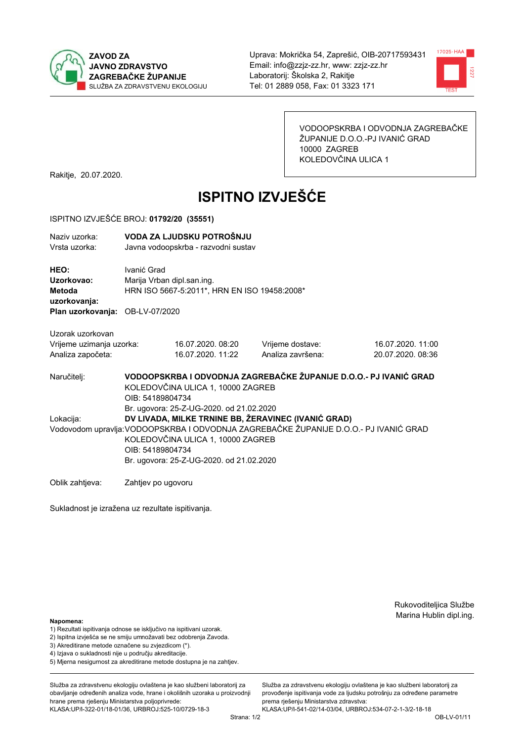**ZAVOD ZA JAVNO ZDRAVSTVO ZAGREBAČKE ŽUPANIJE**
SLUŽBA ZA ZDRAVSTVENU EKOLOGIJU

Uprava: Mokrička 54, Zaprešić, OIB-20717593431
Email: info@zzjz-zz.hr, www: zzjz-zz.hr
Laboratorij: Školska 2, Rakitje
Tel: 01 2889 058, Fax: 01 3323 171

VODOOPSKRBA I ODVODNJA ZAGREBAČKE ŽUPANIJE D.O.O.-PJ IVANIĆ GRAD
10000 ZAGREB
KOLEDOVČINA ULICA 1

Rakitje, 20.07.2020.

# ISPITNO IZVJEŠĆE

ISPITNO IZVJEŠĆE BROJ: **01792/20 (35551)**

Naziv uzorka: **VODA ZA LJUDSKU POTROŠNJU**
Vrsta uzorka: Javna vodoopskrba - razvodni sustav

**HEO:** Ivanić Grad
**Uzorkovao:** Marija Vrban dipl.san.ing.
**Metoda uzorkovanja:** HRN ISO 5667-5:2011*, HRN EN ISO 19458:2008*
**Plan uzorkovanja:** OB-LV-07/2020

Uzorak uzorkovan

| | | | |
|---|---|---|---|
| Vrijeme uzimanja uzorka: | 16.07.2020. 08:20 | Vrijeme dostave: | 16.07.2020. 11:00 |
| Analiza započeta: | 16.07.2020. 11:22 | Analiza završena: | 20.07.2020. 08:36 |

Naručitelj: **VODOOPSKRBA I ODVODNJA ZAGREBAČKE ŽUPANIJE D.O.O.- PJ IVANIĆ GRAD**
KOLEDOVČINA ULICA 1, 10000 ZAGREB
OIB: 54189804734
Br. ugovora: 25-Z-UG-2020. od 21.02.2020

Lokacija: **DV LIVADA, MILKE TRNINE BB, ŽERAVINEC (IVANIĆ GRAD)**

Vodovodom upravlja: VODOOPSKRBA I ODVODNJA ZAGREBAČKE ŽUPANIJE D.O.O.- PJ IVANIĆ GRAD
KOLEDOVČINA ULICA 1, 10000 ZAGREB
OIB: 54189804734
Br. ugovora: 25-Z-UG-2020. od 21.02.2020

Oblik zahtjeva: Zahtjev po ugovoru

Sukladnost je izražena uz rezultate ispitivanja.

Rukovoditeljica Službe
Marina Hublin dipl.ing.

**Napomena:**
1) Rezultati ispitivanja odnose se isključivo na ispitivani uzorak.
2) Ispitna izvješća se ne smiju umnožavati bez odobrenja Zavoda.
3) Akreditirane metode označene su zvjezdicom (*).
4) Izjava o sukladnosti nije u području akreditacije.
5) Mjerna nesigurnost za akreditirane metode dostupna je na zahtjev.

Služba za zdravstvenu ekologiju ovlaštena je kao službeni laboratorij za obavljanje određenih analiza vode, hrane i okolišnih uzoraka u proizvodnji hrane prema rješenju Ministarstva poljoprivrede: KLASA:UP/I-322-01/18-01/36, URBROJ:525-10/0729-18-3

Služba za zdravstvenu ekologiju ovlaštena je kao službeni laboratorij za provođenje ispitivanja vode za ljudsku potrošnju za određene parametre prema rješenju Ministarstva zdravstva: KLASA:UP/I-541-02/14-03/04, URBROJ:534-07-2-1-3/2-18-18

OB-LV-01/11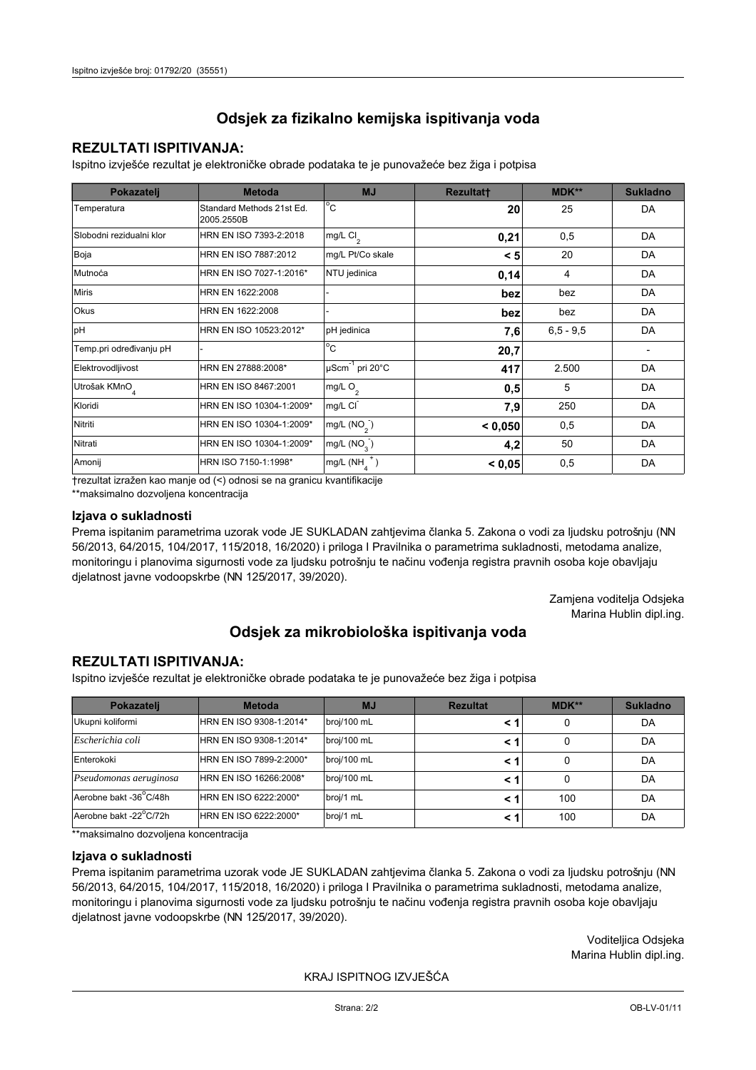## Odsjek za fizikalno kemijska ispitivanja voda

### REZULTATI ISPITIVANJA:

Ispitno izvješće rezultat je elektroničke obrade podataka te je punovažeće bez žiga i potpisa

| Pokazatelj | Metoda | MJ | Rezultat† | MDK** | Sukladno |
|---|---|---|---|---|---|
| Temperatura | Standard Methods 21st Ed. 2005.2550B | °C | **20** | 25 | DA |
| Slobodni rezidualni klor | HRN EN ISO 7393-2:2018 | mg/L $Cl_2$ | **0,21** | 0,5 | DA |
| Boja | HRN EN ISO 7887:2012 | mg/L Pt/Co skale | **< 5** | 20 | DA |
| Mutnoća | HRN EN ISO 7027-1:2016* | NTU jedinica | **0,14** | 4 | DA |
| Miris | HRN EN 1622:2008 | - | **bez** | bez | DA |
| Okus | HRN EN 1622:2008 | - | **bez** | bez | DA |
| pH | HRN EN ISO 10523:2012* | pH jedinica | **7,6** | 6,5 - 9,5 | DA |
| Temp.pri određivanju pH | - | °C | **20,7** | | - |
| Elektrovodljivost | HRN EN 27888:2008* | $\mu Scm^{-1}$ pri 20°C | **417** | 2.500 | DA |
| Utrošak $KMnO_4$ | HRN EN ISO 8467:2001 | mg/L $O_2$ | **0,5** | 5 | DA |
| Kloridi | HRN EN ISO 10304-1:2009* | mg/L $Cl^-$ | **7,9** | 250 | DA |
| Nitriti | HRN EN ISO 10304-1:2009* | mg/L ($NO_2^-$) | **< 0,050** | 0,5 | DA |
| Nitrati | HRN EN ISO 10304-1:2009* | mg/L ($NO_3^-$) | **4,2** | 50 | DA |
| Amonij | HRN ISO 7150-1:1998* | mg/L ($NH_4^+$) | **< 0,05** | 0,5 | DA |

†rezultat izražen kao manje od (<) odnosi se na granicu kvantifikacije

**maksimalno dozvoljena koncentracija

### Izjava o sukladnosti

Prema ispitanim parametrima uzorak vode JE SUKLADAN zahtjevima članka 5. Zakona o vodi za ljudsku potrošnju (NN 56/2013, 64/2015, 104/2017, 115/2018, 16/2020) i priloga I Pravilnika o parametrima sukladnosti, metodama analize, monitoringu i planovima sigurnosti vode za ljudsku potrošnju te načinu vođenja registra pravnih osoba koje obavljaju djelatnost javne vodoopskrbe (NN 125/2017, 39/2020).

Zamjena voditelja Odsjeka
Marina Hublin dipl.ing.

## Odsjek za mikrobiološka ispitivanja voda

### REZULTATI ISPITIVANJA:

Ispitno izvješće rezultat je elektroničke obrade podataka te je punovažeće bez žiga i potpisa

| Pokazatelj | Metoda | MJ | Rezultat | MDK** | Sukladno |
|---|---|---|---|---|---|
| Ukupni koliformi | HRN EN ISO 9308-1:2014* | broj/100 mL | **< 1** | 0 | DA |
| *Escherichia coli* | HRN EN ISO 9308-1:2014* | broj/100 mL | **< 1** | 0 | DA |
| Enterokoki | HRN EN ISO 7899-2:2000* | broj/100 mL | **< 1** | 0 | DA |
| *Pseudomonas aeruginosa* | HRN EN ISO 16266:2008* | broj/100 mL | **< 1** | 0 | DA |
| Aerobne bakt -36°C/48h | HRN EN ISO 6222:2000* | broj/1 mL | **< 1** | 100 | DA |
| Aerobne bakt -22°C/72h | HRN EN ISO 6222:2000* | broj/1 mL | **< 1** | 100 | DA |

**maksimalno dozvoljena koncentracija

### Izjava o sukladnosti

Prema ispitanim parametrima uzorak vode JE SUKLADAN zahtjevima članka 5. Zakona o vodi za ljudsku potrošnju (NN 56/2013, 64/2015, 104/2017, 115/2018, 16/2020) i priloga I Pravilnika o parametrima sukladnosti, metodama analize, monitoringu i planovima sigurnosti vode za ljudsku potrošnju te načinu vođenja registra pravnih osoba koje obavljaju djelatnost javne vodoopskrbe (NN 125/2017, 39/2020).

Voditeljica Odsjeka
Marina Hublin dipl.ing.

KRAJ ISPITNOG IZVJEŠĆA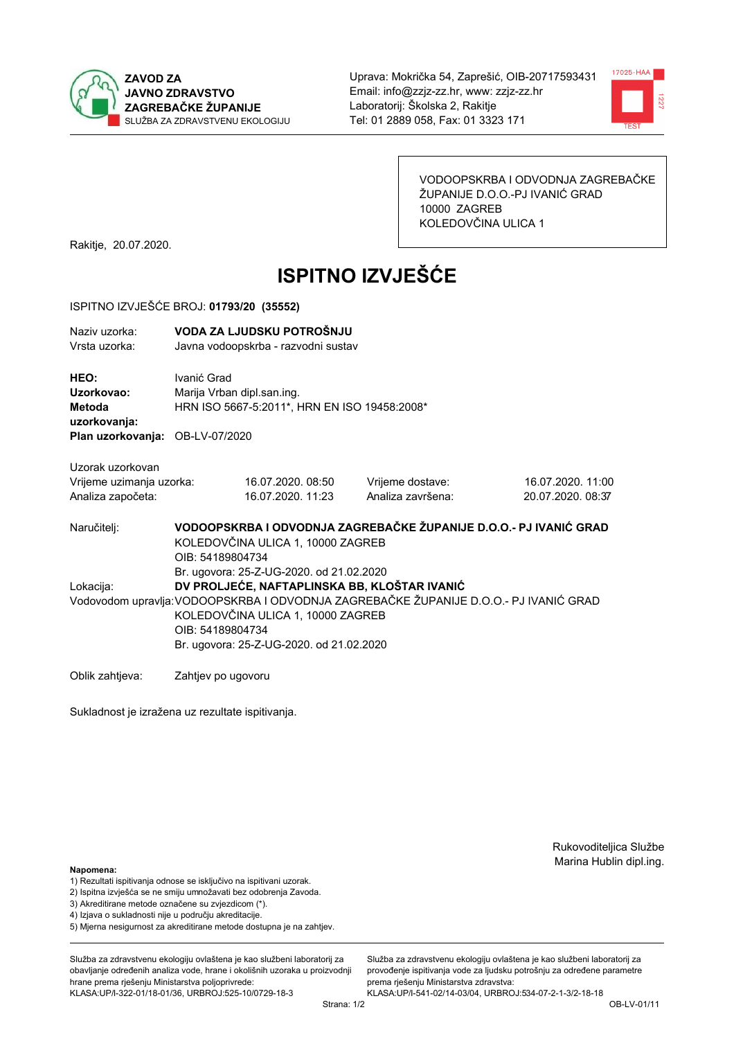**ZAVOD ZA JAVNO ZDRAVSTVO ZAGREBAČKE ŽUPANIJE**
SLUŽBA ZA ZDRAVSTVENU EKOLOGIJU

Uprava: Mokrička 54, Zaprešić, OIB-20717593431
Email: info@zzjz-zz.hr, www: zzjz-zz.hr
Laboratorij: Školska 2, Rakitje
Tel: 01 2889 058, Fax: 01 3323 171

VODOOPSKRBA I ODVODNJA ZAGREBAČKE ŽUPANIJE D.O.O.-PJ IVANIĆ GRAD
10000 ZAGREB
KOLEDOVČINA ULICA 1

Rakitje, 20.07.2020.

# ISPITNO IZVJEŠĆE

ISPITNO IZVJEŠĆE BROJ: **01793/20 (35552)**

Naziv uzorka: **VODA ZA LJUDSKU POTROŠNJU**
Vrsta uzorka: Javna vodoopskrba - razvodni sustav

**HEO:** Ivanić Grad
**Uzorkovao:** Marija Vrban dipl.san.ing.
**Metoda uzorkovanja:** HRN ISO 5667-5:2011*, HRN EN ISO 19458:2008*
**Plan uzorkovanja:** OB-LV-07/2020

Uzorak uzorkovan

| | | | |
|---|---|---|---|
| Vrijeme uzimanja uzorka: | 16.07.2020. 08:50 | Vrijeme dostave: | 16.07.2020. 11:00 |
| Analiza započeta: | 16.07.2020. 11:23 | Analiza završena: | 20.07.2020. 08:37 |

Naručitelj: **VODOOPSKRBA I ODVODNJA ZAGREBAČKE ŽUPANIJE D.O.O.- PJ IVANIĆ GRAD**
KOLEDOVČINA ULICA 1, 10000 ZAGREB
OIB: 54189804734
Br. ugovora: 25-Z-UG-2020. od 21.02.2020

Lokacija: **DV PROLJEĆE, NAFTAPLINSKA BB, KLOŠTAR IVANIĆ**

Vodovodom upravlja: VODOOPSKRBA I ODVODNJA ZAGREBAČKE ŽUPANIJE D.O.O.- PJ IVANIĆ GRAD
KOLEDOVČINA ULICA 1, 10000 ZAGREB
OIB: 54189804734
Br. ugovora: 25-Z-UG-2020. od 21.02.2020

Oblik zahtjeva: Zahtjev po ugovoru

Sukladnost je izražena uz rezultate ispitivanja.

Rukovoditeljica Službe
Marina Hublin dipl.ing.

**Napomena:**
1) Rezultati ispitivanja odnose se isključivo na ispitivani uzorak.
2) Ispitna izvješća se ne smiju umnožavati bez odobrenja Zavoda.
3) Akreditirane metode označene su zvjezdicom (*).
4) Izjava o sukladnosti nije u području akreditacije.
5) Mjerna nesigurnost za akreditirane metode dostupna je na zahtjev.

Služba za zdravstvenu ekologiju ovlaštena je kao službeni laboratorij za obavljanje određenih analiza vode, hrane i okolišnih uzoraka u proizvodnji hrane prema rješenju Ministarstva poljoprivrede:
KLASA:UP/I-322-01/18-01/36, URBROJ:525-10/0729-18-3

Služba za zdravstvenu ekologiju ovlaštena je kao službeni laboratorij za provođenje ispitivanja vode za ljudsku potrošnju za određene parametre prema rješenju Ministarstva zdravstva:
KLASA:UP/I-541-02/14-03/04, URBROJ:534-07-2-1-3/2-18-18

OB-LV-01/11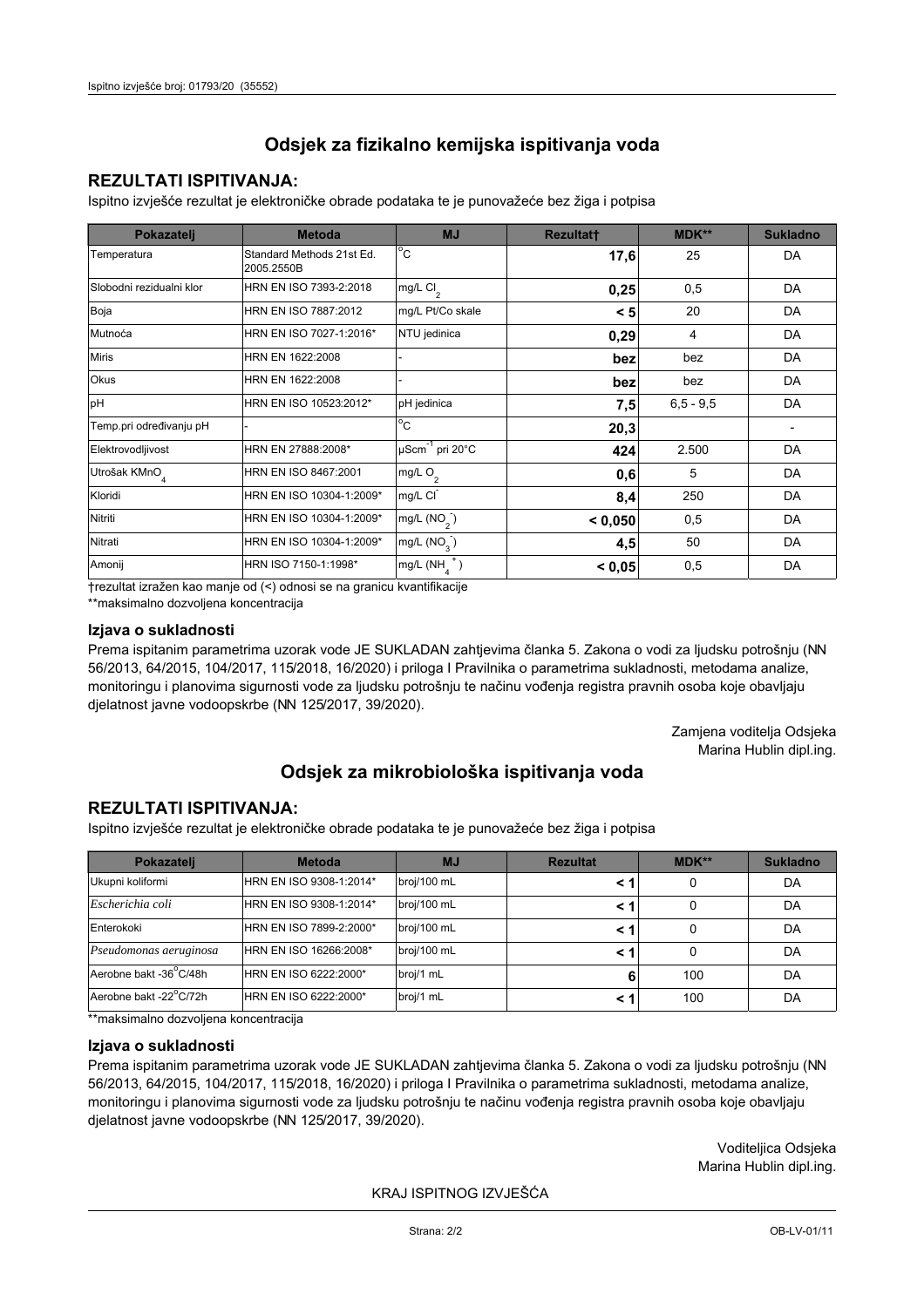## Odsjek za fizikalno kemijska ispitivanja voda

### REZULTATI ISPITIVANJA:

Ispitno izvješće rezultat je elektroničke obrade podataka te je punovažeće bez žiga i potpisa

| Pokazatelj | Metoda | MJ | Rezultat† | MDK** | Sukladno |
|---|---|---|---|---|---|
| Temperatura | Standard Methods 21st Ed. 2005.2550B | °C | **17,6** | 25 | DA |
| Slobodni rezidualni klor | HRN EN ISO 7393-2:2018 | mg/L $Cl_2$ | **0,25** | 0,5 | DA |
| Boja | HRN EN ISO 7887:2012 | mg/L Pt/Co skale | **< 5** | 20 | DA |
| Mutnoća | HRN EN ISO 7027-1:2016* | NTU jedinica | **0,29** | 4 | DA |
| Miris | HRN EN 1622:2008 | - | **bez** | bez | DA |
| Okus | HRN EN 1622:2008 | - | **bez** | bez | DA |
| pH | HRN EN ISO 10523:2012* | pH jedinica | **7,5** | 6,5 - 9,5 | DA |
| Temp.pri određivanju pH | - | °C | **20,3** | | - |
| Elektrovodljivost | HRN EN 27888:2008* | $\mu Scm^{-1}$ pri 20°C | **424** | 2.500 | DA |
| Utrošak $KMnO_4$ | HRN EN ISO 8467:2001 | mg/L $O_2$ | **0,6** | 5 | DA |
| Kloridi | HRN EN ISO 10304-1:2009* | mg/L $Cl^-$ | **8,4** | 250 | DA |
| Nitriti | HRN EN ISO 10304-1:2009* | mg/L ($NO_2^-$) | **< 0,050** | 0,5 | DA |
| Nitrati | HRN EN ISO 10304-1:2009* | mg/L ($NO_3^-$) | **4,5** | 50 | DA |
| Amonij | HRN ISO 7150-1:1998* | mg/L ($NH_4^+$) | **< 0,05** | 0,5 | DA |

†rezultat izražen kao manje od (<) odnosi se na granicu kvantifikacije

**maksimalno dozvoljena koncentracija

### Izjava o sukladnosti

Prema ispitanim parametrima uzorak vode JE SUKLADAN zahtjevima članka 5. Zakona o vodi za ljudsku potrošnju (NN 56/2013, 64/2015, 104/2017, 115/2018, 16/2020) i priloga I Pravilnika o parametrima sukladnosti, metodama analize, monitoringu i planovima sigurnosti vode za ljudsku potrošnju te načinu vođenja registra pravnih osoba koje obavljaju djelatnost javne vodoopskrbe (NN 125/2017, 39/2020).

Zamjena voditelja Odsjeka
Marina Hublin dipl.ing.

## Odsjek za mikrobiološka ispitivanja voda

### REZULTATI ISPITIVANJA:

Ispitno izvješće rezultat je elektroničke obrade podataka te je punovažeće bez žiga i potpisa

| Pokazatelj | Metoda | MJ | Rezultat | MDK** | Sukladno |
|---|---|---|---|---|---|
| Ukupni koliformi | HRN EN ISO 9308-1:2014* | broj/100 mL | **< 1** | 0 | DA |
| *Escherichia coli* | HRN EN ISO 9308-1:2014* | broj/100 mL | **< 1** | 0 | DA |
| Enterokoki | HRN EN ISO 7899-2:2000* | broj/100 mL | **< 1** | 0 | DA |
| *Pseudomonas aeruginosa* | HRN EN ISO 16266:2008* | broj/100 mL | **< 1** | 0 | DA |
| Aerobne bakt -36°C/48h | HRN EN ISO 6222:2000* | broj/1 mL | **6** | 100 | DA |
| Aerobne bakt -22°C/72h | HRN EN ISO 6222:2000* | broj/1 mL | **< 1** | 100 | DA |

**maksimalno dozvoljena koncentracija

### Izjava o sukladnosti

Prema ispitanim parametrima uzorak vode JE SUKLADAN zahtjevima članka 5. Zakona o vodi za ljudsku potrošnju (NN 56/2013, 64/2015, 104/2017, 115/2018, 16/2020) i priloga I Pravilnika o parametrima sukladnosti, metodama analize, monitoringu i planovima sigurnosti vode za ljudsku potrošnju te načinu vođenja registra pravnih osoba koje obavljaju djelatnost javne vodoopskrbe (NN 125/2017, 39/2020).

Voditeljica Odsjeka
Marina Hublin dipl.ing.

KRAJ ISPITNOG IZVJEŠĆA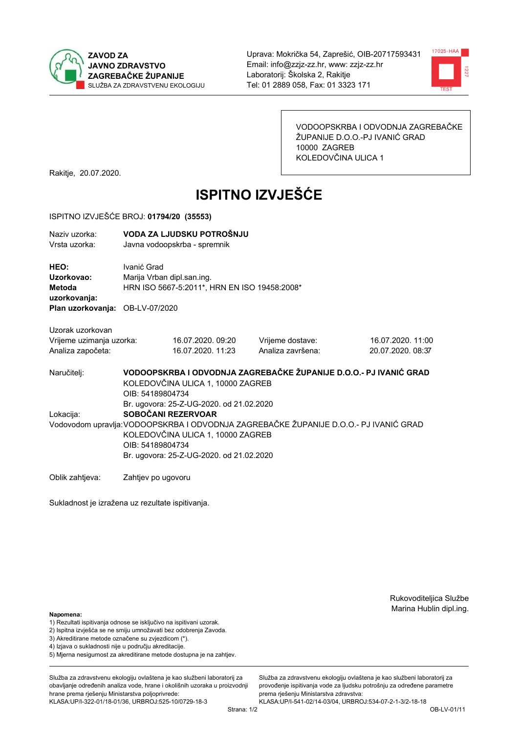ZAVOD ZA JAVNO ZDRAVSTVO ZAGREBAČKE ŽUPANIJE
SLUŽBA ZA ZDRAVSTVENU EKOLOGIJU

Uprava: Mokrička 54, Zaprešić, OIB-20717593431
Email: info@zzjz-zz.hr, www: zzjz-zz.hr
Laboratorij: Školska 2, Rakitje
Tel: 01 2889 058, Fax: 01 3323 171

VODOOPSKRBA I ODVODNJA ZAGREBAČKE ŽUPANIJE D.O.O.-PJ IVANIĆ GRAD
10000 ZAGREB
KOLEDOVČINA ULICA 1

Rakitje, 20.07.2020.

# ISPITNO IZVJEŠĆE

ISPITNO IZVJEŠĆE BROJ: **01794/20 (35553)**

Naziv uzorka: **VODA ZA LJUDSKU POTROŠNJU**
Vrsta uzorka: Javna vodoopskrba - spremnik

**HEO:** Ivanić Grad
**Uzorkovao:** Marija Vrban dipl.san.ing.
**Metoda uzorkovanja:** HRN ISO 5667-5:2011*, HRN EN ISO 19458:2008*
**Plan uzorkovanja:** OB-LV-07/2020

Uzorak uzorkovan

| | | | |
|---|---|---|---|
| Vrijeme uzimanja uzorka: | 16.07.2020. 09:20 | Vrijeme dostave: | 16.07.2020. 11:00 |
| Analiza započeta: | 16.07.2020. 11:23 | Analiza završena: | 20.07.2020. 08:37 |

Naručitelj: **VODOOPSKRBA I ODVODNJA ZAGREBAČKE ŽUPANIJE D.O.O.- PJ IVANIĆ GRAD**
KOLEDOVČINA ULICA 1, 10000 ZAGREB
OIB: 54189804734
Br. ugovora: 25-Z-UG-2020. od 21.02.2020

Lokacija: **SOBOČANI REZERVOAR**

Vodovodom upravlja: VODOOPSKRBA I ODVODNJA ZAGREBAČKE ŽUPANIJE D.O.O.- PJ IVANIĆ GRAD
KOLEDOVČINA ULICA 1, 10000 ZAGREB
OIB: 54189804734
Br. ugovora: 25-Z-UG-2020. od 21.02.2020

Oblik zahtjeva: Zahtjev po ugovoru

Sukladnost je izražena uz rezultate ispitivanja.

Rukovoditeljica Službe
Marina Hublin dipl.ing.

**Napomena:**
1) Rezultati ispitivanja odnose se isključivo na ispitivani uzorak.
2) Ispitna izvješća se ne smiju umnožavati bez odobrenja Zavoda.
3) Akreditirane metode označene su zvjezdicom (*).
4) Izjava o sukladnosti nije u području akreditacije.
5) Mjerna nesigurnost za akreditirane metode dostupna je na zahtjev.

Služba za zdravstvenu ekologiju ovlaštena je kao službeni laboratorij za obavljanje određenih analiza vode, hrane i okolišnih uzoraka u proizvodnji hrane prema rješenju Ministarstva poljoprivrede:
KLASA:UP/I-322-01/18-01/36, URBROJ:525-10/0729-18-3

Služba za zdravstvenu ekologiju ovlaštena je kao službeni laboratorij za provođenje ispitivanja vode za ljudsku potrošnju za određene parametre prema rješenju Ministarstva zdravstva:
KLASA:UP/I-541-02/14-03/04, URBROJ:534-07-2-1-3/2-18-18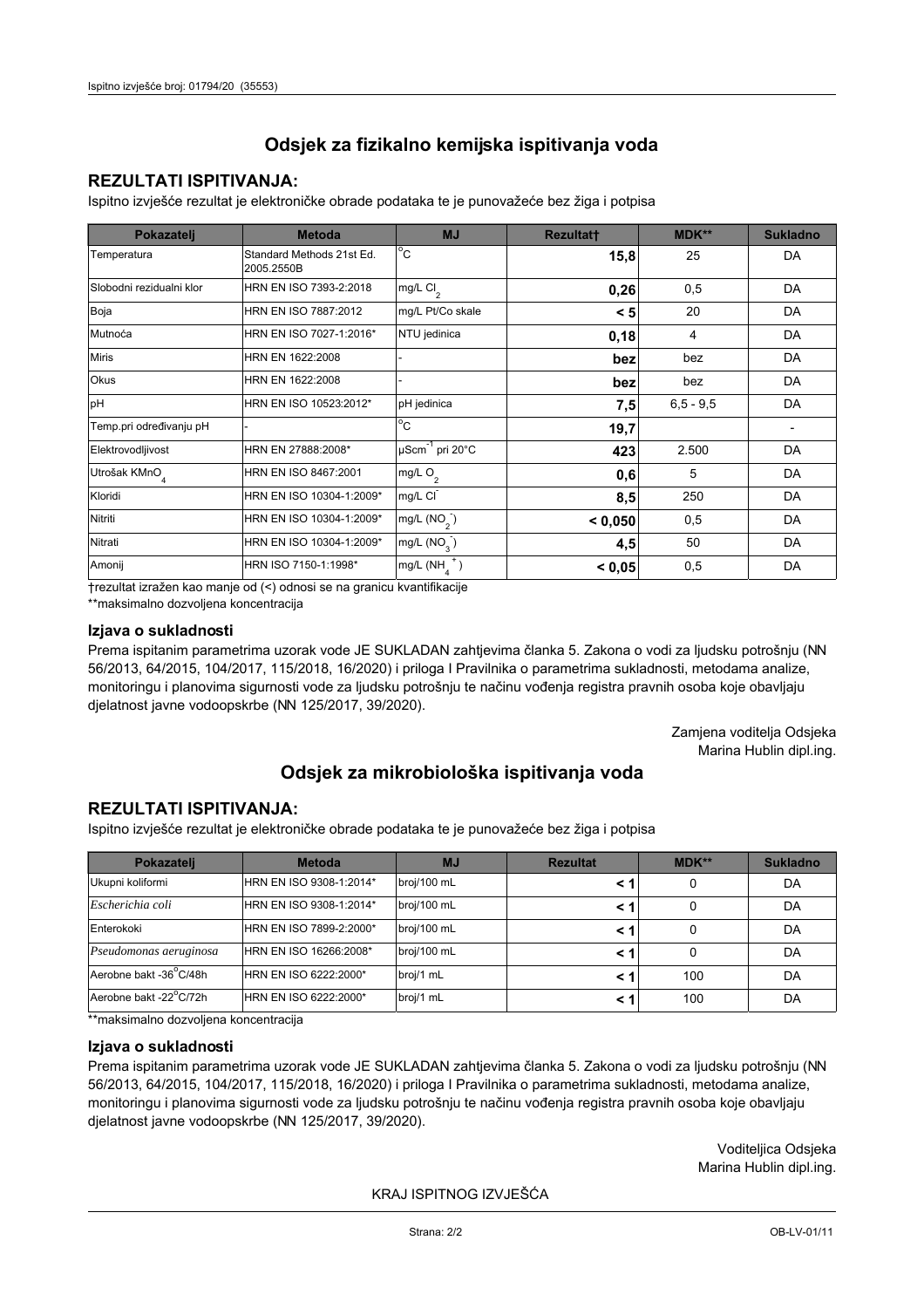## Odsjek za fizikalno kemijska ispitivanja voda

### REZULTATI ISPITIVANJA:

Ispitno izvješće rezultat je elektroničke obrade podataka te je punovažeće bez žiga i potpisa

| Pokazatelj | Metoda | MJ | Rezultat† | MDK** | Sukladno |
|---|---|---|---|---|---|
| Temperatura | Standard Methods 21st Ed. 2005.2550B | °C | **15,8** | 25 | DA |
| Slobodni rezidualni klor | HRN EN ISO 7393-2:2018 | mg/L $Cl_2$ | **0,26** | 0,5 | DA |
| Boja | HRN EN ISO 7887:2012 | mg/L Pt/Co skale | **< 5** | 20 | DA |
| Mutnoća | HRN EN ISO 7027-1:2016* | NTU jedinica | **0,18** | 4 | DA |
| Miris | HRN EN 1622:2008 | - | **bez** | bez | DA |
| Okus | HRN EN 1622:2008 | - | **bez** | bez | DA |
| pH | HRN EN ISO 10523:2012* | pH jedinica | **7,5** | 6,5 - 9,5 | DA |
| Temp.pri određivanju pH | - | °C | **19,7** | | - |
| Elektrovodljivost | HRN EN 27888:2008* | $\mu Scm^{-1}$ pri 20°C | **423** | 2.500 | DA |
| Utrošak $KMnO_4$ | HRN EN ISO 8467:2001 | mg/L $O_2$ | **0,6** | 5 | DA |
| Kloridi | HRN EN ISO 10304-1:2009* | mg/L $Cl^-$ | **8,5** | 250 | DA |
| Nitriti | HRN EN ISO 10304-1:2009* | mg/L ($NO_2^-$) | **< 0,050** | 0,5 | DA |
| Nitrati | HRN EN ISO 10304-1:2009* | mg/L ($NO_3^-$) | **4,5** | 50 | DA |
| Amonij | HRN ISO 7150-1:1998* | mg/L ($NH_4^+$) | **< 0,05** | 0,5 | DA |

†rezultat izražen kao manje od (<) odnosi se na granicu kvantifikacije

**maksimalno dozvoljena koncentracija

### Izjava o sukladnosti

Prema ispitanim parametrima uzorak vode JE SUKLADAN zahtjevima članka 5. Zakona o vodi za ljudsku potrošnju (NN 56/2013, 64/2015, 104/2017, 115/2018, 16/2020) i priloga I Pravilnika o parametrima sukladnosti, metodama analize, monitoringu i planovima sigurnosti vode za ljudsku potrošnju te načinu vođenja registra pravnih osoba koje obavljaju djelatnost javne vodoopskrbe (NN 125/2017, 39/2020).

Zamjena voditelja Odsjeka
Marina Hublin dipl.ing.

## Odsjek za mikrobiološka ispitivanja voda

### REZULTATI ISPITIVANJA:

Ispitno izvješće rezultat je elektroničke obrade podataka te je punovažeće bez žiga i potpisa

| Pokazatelj | Metoda | MJ | Rezultat | MDK** | Sukladno |
|---|---|---|---|---|---|
| Ukupni koliformi | HRN EN ISO 9308-1:2014* | broj/100 mL | **< 1** | 0 | DA |
| *Escherichia coli* | HRN EN ISO 9308-1:2014* | broj/100 mL | **< 1** | 0 | DA |
| Enterokoki | HRN EN ISO 7899-2:2000* | broj/100 mL | **< 1** | 0 | DA |
| *Pseudomonas aeruginosa* | HRN EN ISO 16266:2008* | broj/100 mL | **< 1** | 0 | DA |
| Aerobne bakt -36°C/48h | HRN EN ISO 6222:2000* | broj/1 mL | **< 1** | 100 | DA |
| Aerobne bakt -22°C/72h | HRN EN ISO 6222:2000* | broj/1 mL | **< 1** | 100 | DA |

**maksimalno dozvoljena koncentracija

### Izjava o sukladnosti

Prema ispitanim parametrima uzorak vode JE SUKLADAN zahtjevima članka 5. Zakona o vodi za ljudsku potrošnju (NN 56/2013, 64/2015, 104/2017, 115/2018, 16/2020) i priloga I Pravilnika o parametrima sukladnosti, metodama analize, monitoringu i planovima sigurnosti vode za ljudsku potrošnju te načinu vođenja registra pravnih osoba koje obavljaju djelatnost javne vodoopskrbe (NN 125/2017, 39/2020).

Voditeljica Odsjeka
Marina Hublin dipl.ing.

KRAJ ISPITNOG IZVJEŠĆA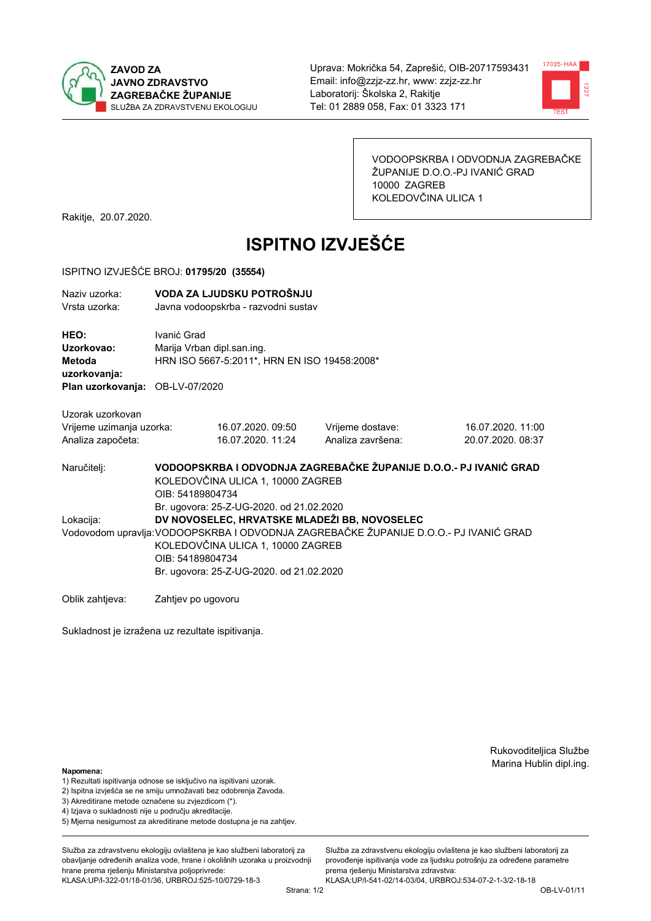**ZAVOD ZA JAVNO ZDRAVSTVO ZAGREBAČKE ŽUPANIJE**
SLUŽBA ZA ZDRAVSTVENU EKOLOGIJU

Uprava: Mokrička 54, Zaprešić, OIB-20717593431
Email: info@zzjz-zz.hr, www: zzjz-zz.hr
Laboratorij: Školska 2, Rakitje
Tel: 01 2889 058, Fax: 01 3323 171

VODOOPSKRBA I ODVODNJA ZAGREBAČKE ŽUPANIJE D.O.O.-PJ IVANIĆ GRAD
10000 ZAGREB
KOLEDOVČINA ULICA 1

Rakitje, 20.07.2020.

# ISPITNO IZVJEŠĆE

ISPITNO IZVJEŠĆE BROJ: **01795/20 (35554)**

Naziv uzorka: **VODA ZA LJUDSKU POTROŠNJU**
Vrsta uzorka: Javna vodoopskrba - razvodni sustav

**HEO:** Ivanić Grad
**Uzorkovao:** Marija Vrban dipl.san.ing.
**Metoda uzorkovanja:** HRN ISO 5667-5:2011*, HRN EN ISO 19458:2008*
**Plan uzorkovanja:** OB-LV-07/2020

Uzorak uzorkovan

| | | | |
|---|---|---|---|
| Vrijeme uzimanja uzorka: | 16.07.2020. 09:50 | Vrijeme dostave: | 16.07.2020. 11:00 |
| Analiza započeta: | 16.07.2020. 11:24 | Analiza završena: | 20.07.2020. 08:37 |

Naručitelj: **VODOOPSKRBA I ODVODNJA ZAGREBAČKE ŽUPANIJE D.O.O.- PJ IVANIĆ GRAD**
KOLEDOVČINA ULICA 1, 10000 ZAGREB
OIB: 54189804734
Br. ugovora: 25-Z-UG-2020. od 21.02.2020

Lokacija: **DV NOVOSELEC, HRVATSKE MLADEŽI BB, NOVOSELEC**

Vodovodom upravlja: VODOOPSKRBA I ODVODNJA ZAGREBAČKE ŽUPANIJE D.O.O.- PJ IVANIĆ GRAD
KOLEDOVČINA ULICA 1, 10000 ZAGREB
OIB: 54189804734
Br. ugovora: 25-Z-UG-2020. od 21.02.2020

Oblik zahtjeva: Zahtjev po ugovoru

Sukladnost je izražena uz rezultate ispitivanja.

Rukovoditeljica Službe
Marina Hublin dipl.ing.

**Napomena:**
1) Rezultati ispitivanja odnose se isključivo na ispitivani uzorak.
2) Ispitna izvješća se ne smiju umnožavati bez odobrenja Zavoda.
3) Akreditirane metode označene su zvjezdicom (*).
4) Izjava o sukladnosti nije u području akreditacije.
5) Mjerna nesigurnost za akreditirane metode dostupna je na zahtjev.

Služba za zdravstvenu ekologiju ovlaštena je kao službeni laboratorij za obavljanje određenih analiza vode, hrane i okolišnih uzoraka u proizvodnji hrane prema rješenju Ministarstva poljoprivrede: KLASA:UP/I-322-01/18-01/36, URBROJ:525-10/0729-18-3

Služba za zdravstvenu ekologiju ovlaštena je kao službeni laboratorij za provođenje ispitivanja vode za ljudsku potrošnju za određene parametre prema rješenju Ministarstva zdravstva: KLASA:UP/I-541-02/14-03/04, URBROJ:534-07-2-1-3/2-18-18

OB-LV-01/11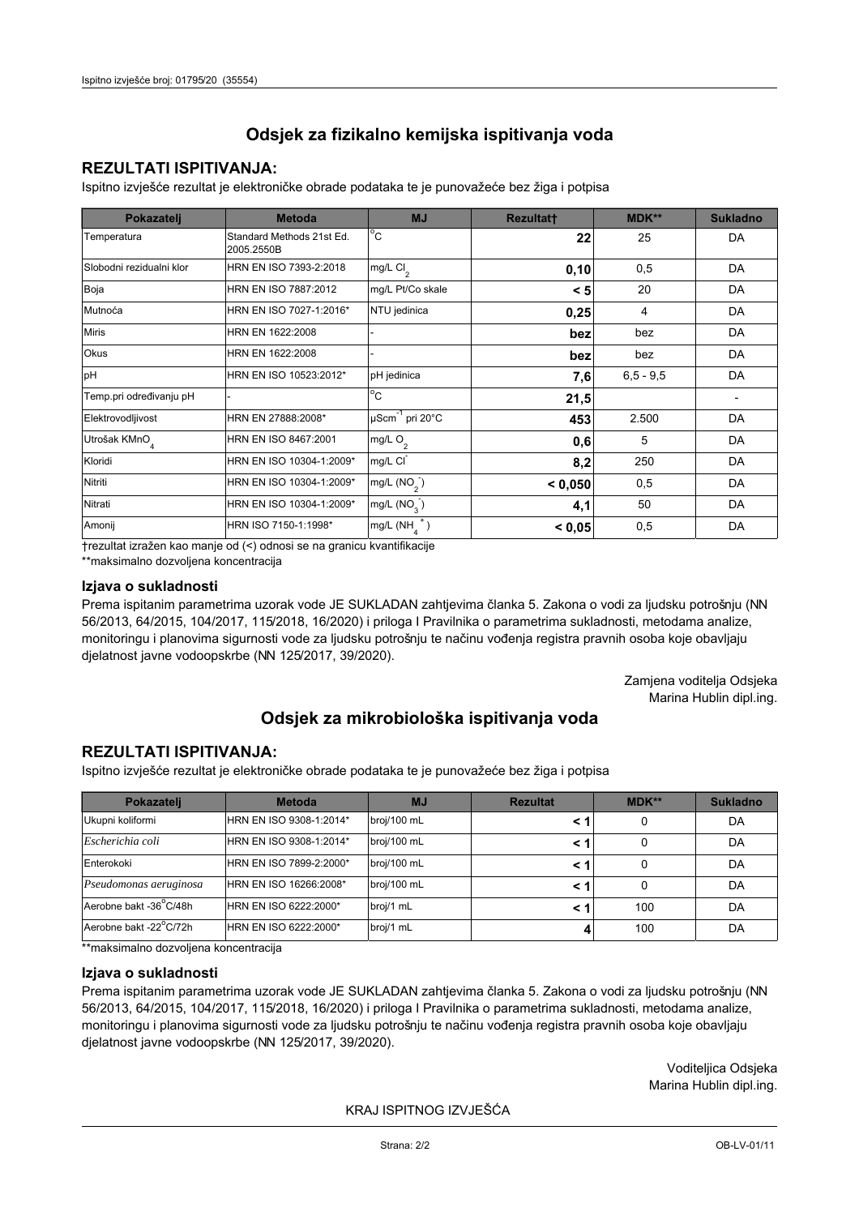## Odsjek za fizikalno kemijska ispitivanja voda

### REZULTATI ISPITIVANJA:

Ispitno izvješće rezultat je elektroničke obrade podataka te je punovažeće bez žiga i potpisa

| Pokazatelj | Metoda | MJ | Rezultat† | MDK** | Sukladno |
|---|---|---|---|---|---|
| Temperatura | Standard Methods 21st Ed. 2005.2550B | °C | **22** | 25 | DA |
| Slobodni rezidualni klor | HRN EN ISO 7393-2:2018 | mg/L $Cl_2$ | **0,10** | 0,5 | DA |
| Boja | HRN EN ISO 7887:2012 | mg/L Pt/Co skale | **< 5** | 20 | DA |
| Mutnoća | HRN EN ISO 7027-1:2016* | NTU jedinica | **0,25** | 4 | DA |
| Miris | HRN EN 1622:2008 | - | **bez** | bez | DA |
| Okus | HRN EN 1622:2008 | - | **bez** | bez | DA |
| pH | HRN EN ISO 10523:2012* | pH jedinica | **7,6** | 6,5 - 9,5 | DA |
| Temp.pri određivanju pH | - | °C | **21,5** | | - |
| Elektrovodljivost | HRN EN 27888:2008* | $\mu Scm^{-1}$ pri 20°C | **453** | 2.500 | DA |
| Utrošak $KMnO_4$ | HRN EN ISO 8467:2001 | mg/L $O_2$ | **0,6** | 5 | DA |
| Kloridi | HRN EN ISO 10304-1:2009* | mg/L $Cl^-$ | **8,2** | 250 | DA |
| Nitriti | HRN EN ISO 10304-1:2009* | mg/L ($NO_2^-$) | **< 0,050** | 0,5 | DA |
| Nitrati | HRN EN ISO 10304-1:2009* | mg/L ($NO_3^-$) | **4,1** | 50 | DA |
| Amonij | HRN ISO 7150-1:1998* | mg/L ($NH_4^+$) | **< 0,05** | 0,5 | DA |

†rezultat izražen kao manje od (<) odnosi se na granicu kvantifikacije

**maksimalno dozvoljena koncentracija

### Izjava o sukladnosti

Prema ispitanim parametrima uzorak vode JE SUKLADAN zahtjevima članka 5. Zakona o vodi za ljudsku potrošnju (NN 56/2013, 64/2015, 104/2017, 115/2018, 16/2020) i priloga I Pravilnika o parametrima sukladnosti, metodama analize, monitoringu i planovima sigurnosti vode za ljudsku potrošnju te načinu vođenja registra pravnih osoba koje obavljaju djelatnost javne vodoopskrbe (NN 125/2017, 39/2020).

Zamjena voditelja Odsjeka
Marina Hublin dipl.ing.

## Odsjek za mikrobiološka ispitivanja voda

### REZULTATI ISPITIVANJA:

Ispitno izvješće rezultat je elektroničke obrade podataka te je punovažeće bez žiga i potpisa

| Pokazatelj | Metoda | MJ | Rezultat | MDK** | Sukladno |
|---|---|---|---|---|---|
| Ukupni koliformi | HRN EN ISO 9308-1:2014* | broj/100 mL | **< 1** | 0 | DA |
| *Escherichia coli* | HRN EN ISO 9308-1:2014* | broj/100 mL | **< 1** | 0 | DA |
| Enterokoki | HRN EN ISO 7899-2:2000* | broj/100 mL | **< 1** | 0 | DA |
| *Pseudomonas aeruginosa* | HRN EN ISO 16266:2008* | broj/100 mL | **< 1** | 0 | DA |
| Aerobne bakt -36°C/48h | HRN EN ISO 6222:2000* | broj/1 mL | **< 1** | 100 | DA |
| Aerobne bakt -22°C/72h | HRN EN ISO 6222:2000* | broj/1 mL | **4** | 100 | DA |

**maksimalno dozvoljena koncentracija

### Izjava o sukladnosti

Prema ispitanim parametrima uzorak vode JE SUKLADAN zahtjevima članka 5. Zakona o vodi za ljudsku potrošnju (NN 56/2013, 64/2015, 104/2017, 115/2018, 16/2020) i priloga I Pravilnika o parametrima sukladnosti, metodama analize, monitoringu i planovima sigurnosti vode za ljudsku potrošnju te načinu vođenja registra pravnih osoba koje obavljaju djelatnost javne vodoopskrbe (NN 125/2017, 39/2020).

Voditeljica Odsjeka
Marina Hublin dipl.ing.

KRAJ ISPITNOG IZVJEŠĆA